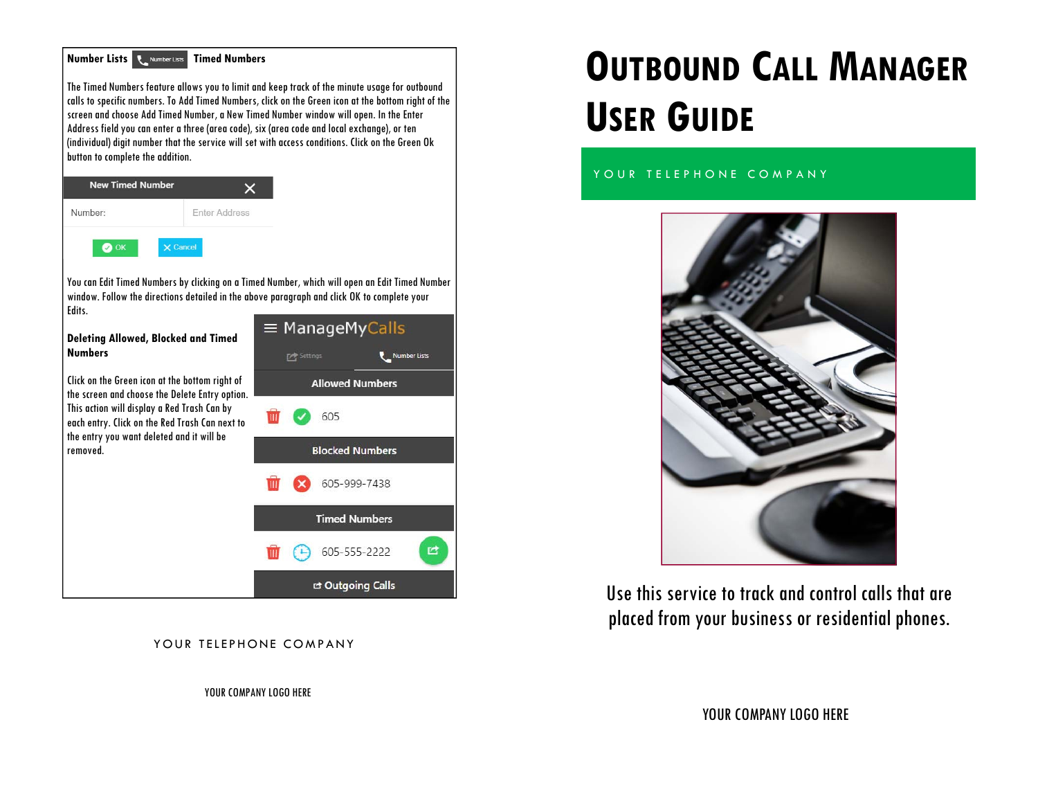## Number Lists — Timed Numbers

The Timed Numbers feature allows you to limit and keep track of the minute usage for outbound calls to specific numbers. To Add Timed Numbers, click on the Green icon at the bottom right of the screen and choose Add Timed Number, a New Timed Number window will open. In the Enter Address field you can enter a three (area code), six (area code and local exchange), or ten (individual) digit number that the service will set with access conditions. Click on the Green Ok button to complete the addition.

**New Timed Number**

Number: Enter Address

OK | Cancel

You can Edit Timed Numbers by clicking on a Timed Number, which will open an Edit Timed Number window. Follow the directions detailed in the above paragraph and click OK to complete your Edits.

### Deleting Allowed, Blocked and Timed Numbers

Click on the Green icon at the bottom right of the screen and choose the Delete Entry option. This action will display a Red Trash Can by each entry. Click on the Red Trash Can next to the entry you want deleted and it will be removed.

ManageMyCalls

Settings | Number Lists

**Allowed Numbers**

605

**Blocked Numbers**

605-999-7438

**Timed Numbers**

605-555-2222

Outgoing Calls

YOUR TELEPHONE COMPANY

YOUR COMPANY LOGO HERE

# Outbound Call Manager User Guide

YOUR TELEPHONE COMPANY

Use this service to track and control calls that are placed from your business or residential phones.

YOUR COMPANY LOGO HERE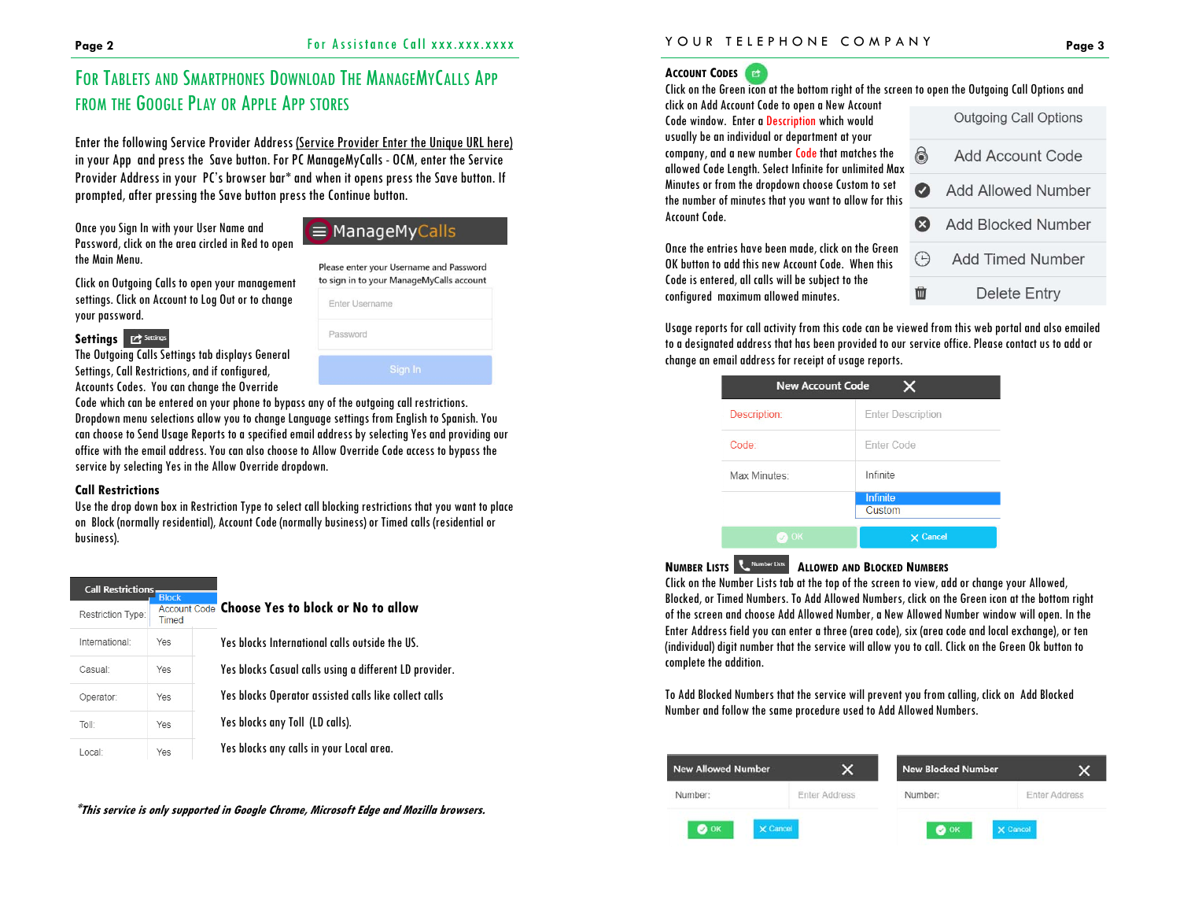# For Tablets and Smartphones Download The ManageMyCalls App from the Google Play or Apple App Stores

Enter the following Service Provider Address (Service Provider Enter the Unique URL here) in your App and press the Save button. For PC ManageMyCalls - OCM, enter the Service Provider Address in your PC's browser bar* and when it opens press the Save button. If prompted, after pressing the Save button press the Continue button.

Once you Sign In with your User Name and Password, click on the area circled in Red to open the Main Menu.

ManageMyCalls

Please enter your Username and Password to sign in to your ManageMyCalls account

Enter Username

Password

Sign In

Click on Outgoing Calls to open your management settings. Click on Account to Log Out or to change your password.

**Settings** Settings

The Outgoing Calls Settings tab displays General Settings, Call Restrictions, and if configured, Accounts Codes. You can change the Override Code which can be entered on your phone to bypass any of the outgoing call restrictions. Dropdown menu selections allow you to change Language settings from English to Spanish. You can choose to Send Usage Reports to a specified email address by selecting Yes and providing our office with the email address. You can also choose to Allow Override Code access to bypass the service by selecting Yes in the Allow Override dropdown.

**Call Restrictions**

Use the drop down box in Restriction Type to select call blocking restrictions that you want to place on Block (normally residential), Account Code (normally business) or Timed calls (residential or business).

| Call Restrictions | | |
|---|---|---|
| Restriction Type: | Block / Account Code / Timed | **Choose Yes to block or No to allow** |
| International: | Yes | Yes blocks International calls outside the US. |
| Casual: | Yes | Yes blocks Casual calls using a different LD provider. |
| Operator: | Yes | Yes blocks Operator assisted calls like collect calls |
| Toll: | Yes | Yes blocks any Toll (LD calls). |
| Local: | Yes | Yes blocks any calls in your Local area. |

*\*This service is only supported in Google Chrome, Microsoft Edge and Mozilla browsers.*

## Account Codes

Click on the Green icon at the bottom right of the screen to open the Outgoing Call Options and click on Add Account Code to open a New Account Code window. Enter a Description which would usually be an individual or department at your company, and a new number Code that matches the allowed Code Length. Select Infinite for unlimited Max Minutes or from the dropdown choose Custom to set the number of minutes that you want to allow for this Account Code.

Outgoing Call Options
- Add Account Code
- Add Allowed Number
- Add Blocked Number
- Add Timed Number
- Delete Entry

Once the entries have been made, click on the Green OK button to add this new Account Code. When this Code is entered, all calls will be subject to the configured maximum allowed minutes.

Usage reports for call activity from this code can be viewed from this web portal and also emailed to a designated address that has been provided to our service office. Please contact us to add or change an email address for receipt of usage reports.

| New Account Code | |
|---|---|
| Description: | Enter Description |
| Code: | Enter Code |
| Max Minutes: | Infinite |
| | Infinite / Custom |
| OK | Cancel |

## Number Lists — Allowed and Blocked Numbers

Click on the Number Lists tab at the top of the screen to view, add or change your Allowed, Blocked, or Timed Numbers. To Add Allowed Numbers, click on the Green icon at the bottom right of the screen and choose Add Allowed Number, a New Allowed Number window will open. In the Enter Address field you can enter a three (area code), six (area code and local exchange), or ten (individual) digit number that the service will allow you to call. Click on the Green Ok button to complete the addition.

To Add Blocked Numbers that the service will prevent you from calling, click on Add Blocked Number and follow the same procedure used to Add Allowed Numbers.

| New Allowed Number | |
|---|---|
| Number: | Enter Address |
| OK | Cancel |

| New Blocked Number | |
|---|---|
| Number: | Enter Address |
| OK | Cancel |